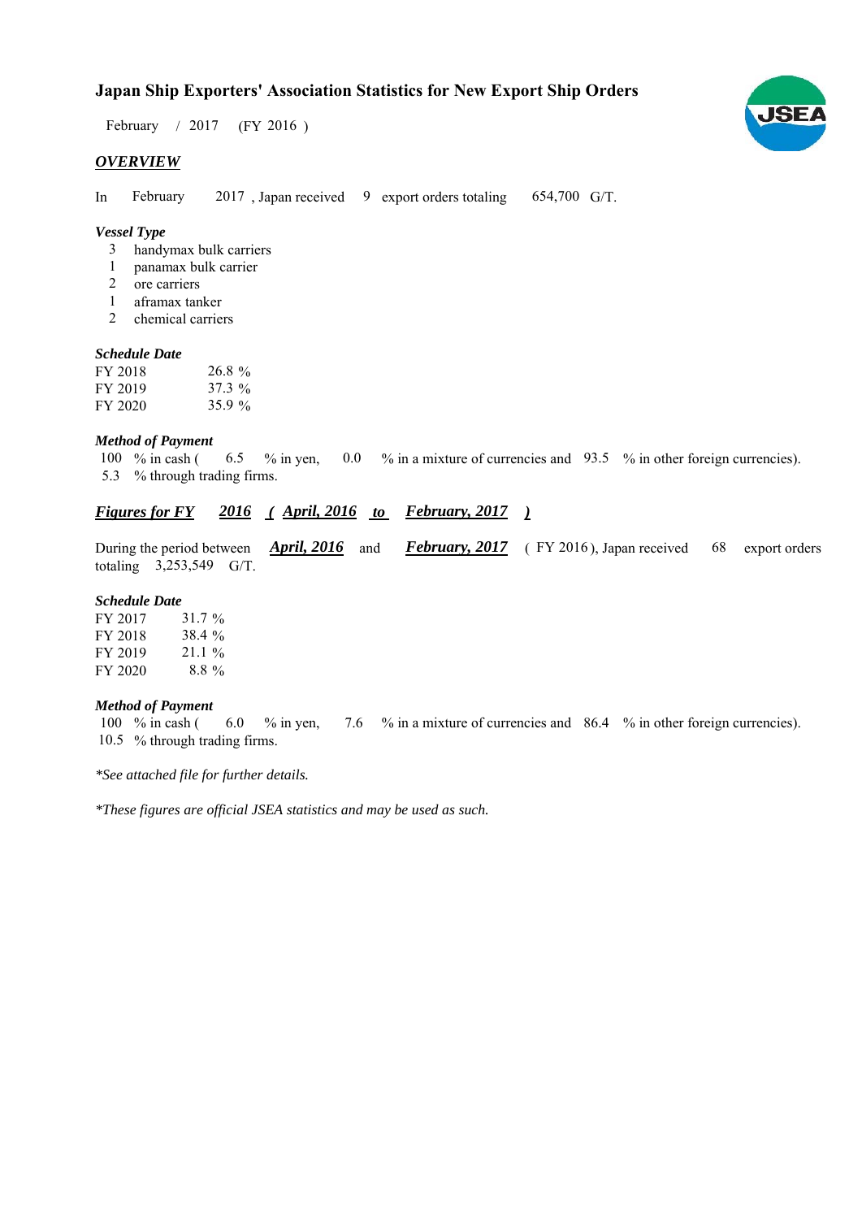# Japan Ship Exporters' Association Statistics for New Export Ship Orders

February / 2017 (FY 2016 )

## *OVERVIEW*

In February 2017 , Japan received 9 export orders totaling 654,700 G/T.

### *Vessel Type*

3 handymax bulk carriers
1 panamax bulk carrier
2 ore carriers
1 aframax tanker
2 chemical carriers

### *Schedule Date*

FY 2018 26.8 %
FY 2019 37.3 %
FY 2020 35.9 %

### *Method of Payment*

100 % in cash ( 6.5 % in yen, 0.0 % in a mixture of currencies and 93.5 % in other foreign currencies).
5.3 % through trading firms.

## *Figures for FY 2016 ( April, 2016 to February, 2017 )*

During the period between *April, 2016* and *February, 2017* ( FY 2016 ), Japan received 68 export orders totaling 3,253,549 G/T.

### *Schedule Date*

FY 2017 31.7 %
FY 2018 38.4 %
FY 2019 21.1 %
FY 2020 8.8 %

### *Method of Payment*

100 % in cash ( 6.0 % in yen, 7.6 % in a mixture of currencies and 86.4 % in other foreign currencies).
10.5 % through trading firms.

*\*See attached file for further details.*

*\*These figures are official JSEA statistics and may be used as such.*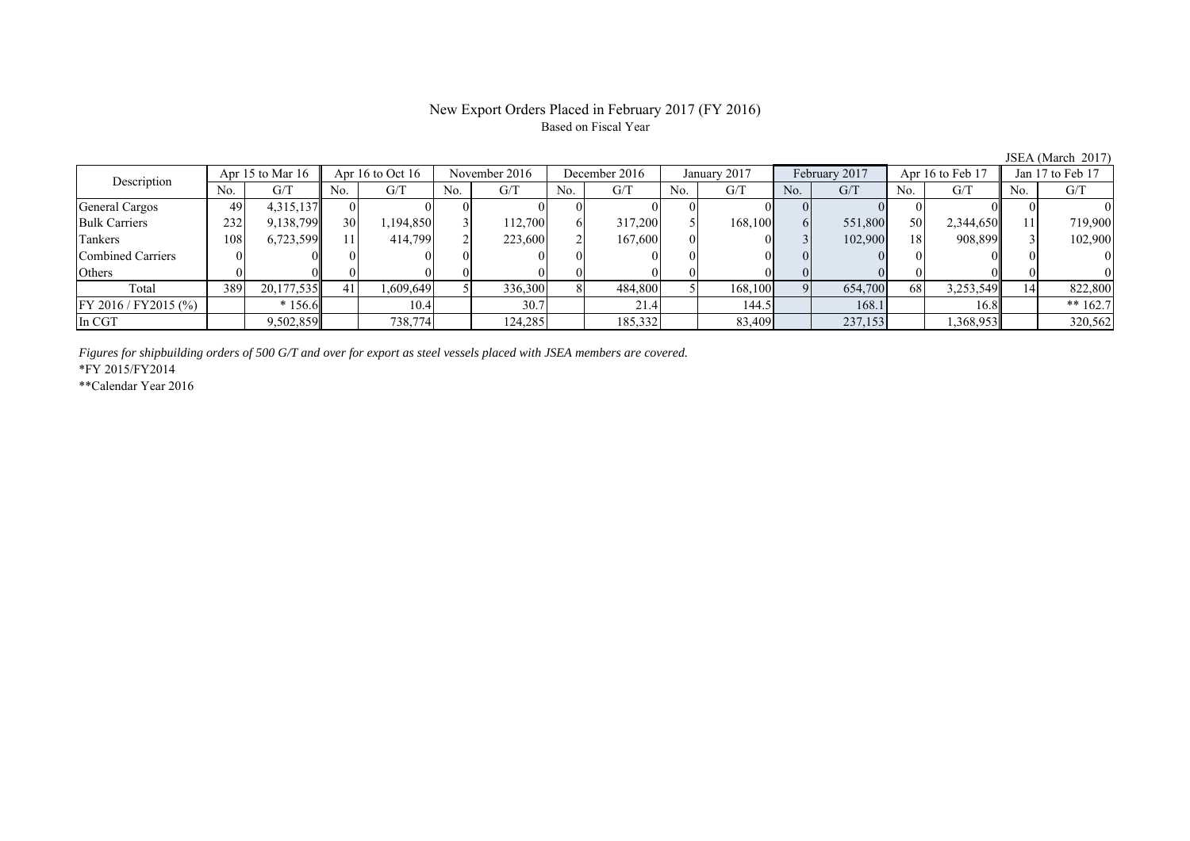# New Export Orders Placed in February 2017 (FY 2016)

Based on Fiscal Year

JSEA (March 2017)

| Description | Apr 15 to Mar 16 | | Apr 16 to Oct 16 | | November 2016 | | December 2016 | | January 2017 | | February 2017 | | Apr 16 to Feb 17 | | Jan 17 to Feb 17 | |
|---|---|---|---|---|---|---|---|---|---|---|---|---|---|---|---|---|
| | No. | G/T | No. | G/T | No. | G/T | No. | G/T | No. | G/T | No. | G/T | No. | G/T | No. | G/T |
| General Cargos | 49 | 4,315,137 | 0 | 0 | 0 | 0 | 0 | 0 | 0 | 0 | 0 | 0 | 0 | 0 | 0 | 0 |
| Bulk Carriers | 232 | 9,138,799 | 30 | 1,194,850 | 3 | 112,700 | 6 | 317,200 | 5 | 168,100 | 6 | 551,800 | 50 | 2,344,650 | 11 | 719,900 |
| Tankers | 108 | 6,723,599 | 11 | 414,799 | 2 | 223,600 | 2 | 167,600 | 0 | 0 | 3 | 102,900 | 18 | 908,899 | 3 | 102,900 |
| Combined Carriers | 0 | 0 | 0 | 0 | 0 | 0 | 0 | 0 | 0 | 0 | 0 | 0 | 0 | 0 | 0 | 0 |
| Others | 0 | 0 | 0 | 0 | 0 | 0 | 0 | 0 | 0 | 0 | 0 | 0 | 0 | 0 | 0 | 0 |
| Total | 389 | 20,177,535 | 41 | 1,609,649 | 5 | 336,300 | 8 | 484,800 | 5 | 168,100 | 9 | 654,700 | 68 | 3,253,549 | 14 | 822,800 |
| FY 2016 / FY2015 (%) | | * 156.6 | | 10.4 | | 30.7 | | 21.4 | | 144.5 | | 168.1 | | 16.8 | | ** 162.7 |
| In CGT | | 9,502,859 | | 738,774 | | 124,285 | | 185,332 | | 83,409 | | 237,153 | | 1,368,953 | | 320,562 |

*Figures for shipbuilding orders of 500 G/T and over for export as steel vessels placed with JSEA members are covered.*

*FY 2015/FY2014

**Calendar Year 2016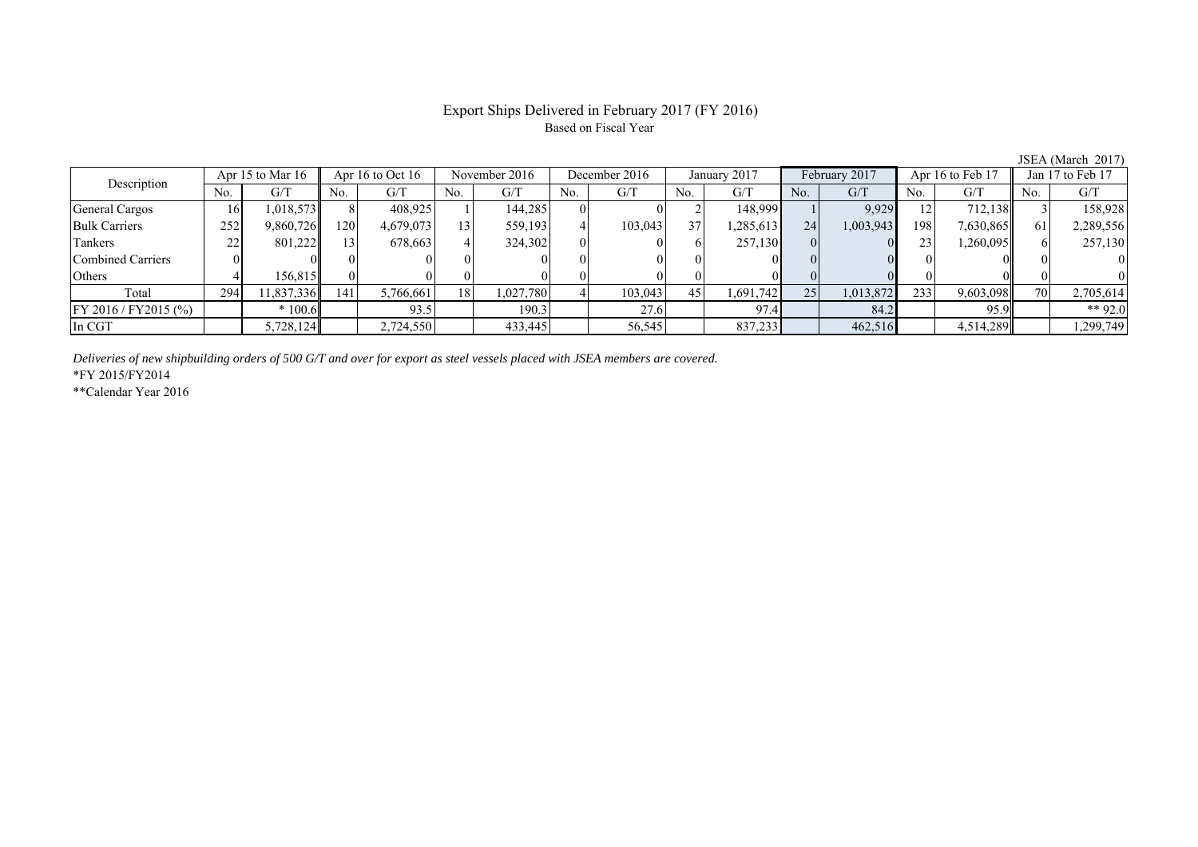# Export Ships Delivered in February 2017 (FY 2016)

Based on Fiscal Year

JSEA (March 2017)

| Description | Apr 15 to Mar 16 | | Apr 16 to Oct 16 | | November 2016 | | December 2016 | | January 2017 | | February 2017 | | Apr 16 to Feb 17 | | Jan 17 to Feb 17 | |
|---|---|---|---|---|---|---|---|---|---|---|---|---|---|---|---|---|
| | No. | G/T | No. | G/T | No. | G/T | No. | G/T | No. | G/T | No. | G/T | No. | G/T | No. | G/T |
| General Cargos | 16 | 1,018,573 | 8 | 408,925 | 1 | 144,285 | 0 | 0 | 2 | 148,999 | 1 | 9,929 | 12 | 712,138 | 3 | 158,928 |
| Bulk Carriers | 252 | 9,860,726 | 120 | 4,679,073 | 13 | 559,193 | 4 | 103,043 | 37 | 1,285,613 | 24 | 1,003,943 | 198 | 7,630,865 | 61 | 2,289,556 |
| Tankers | 22 | 801,222 | 13 | 678,663 | 4 | 324,302 | 0 | 0 | 6 | 257,130 | 0 | 0 | 23 | 1,260,095 | 6 | 257,130 |
| Combined Carriers | 0 | 0 | 0 | 0 | 0 | 0 | 0 | 0 | 0 | 0 | 0 | 0 | 0 | 0 | 0 | 0 |
| Others | 4 | 156,815 | 0 | 0 | 0 | 0 | 0 | 0 | 0 | 0 | 0 | 0 | 0 | 0 | 0 | 0 |
| Total | 294 | 11,837,336 | 141 | 5,766,661 | 18 | 1,027,780 | 4 | 103,043 | 45 | 1,691,742 | 25 | 1,013,872 | 233 | 9,603,098 | 70 | 2,705,614 |
| FY 2016 / FY2015 (%) | | * 100.6 | | 93.5 | | 190.3 | | 27.6 | | 97.4 | | 84.2 | | 95.9 | | ** 92.0 |
| In CGT | | 5,728,124 | | 2,724,550 | | 433,445 | | 56,545 | | 837,233 | | 462,516 | | 4,514,289 | | 1,299,749 |

*Deliveries of new shipbuilding orders of 500 G/T and over for export as steel vessels placed with JSEA members are covered.*

*FY 2015/FY2014

**Calendar Year 2016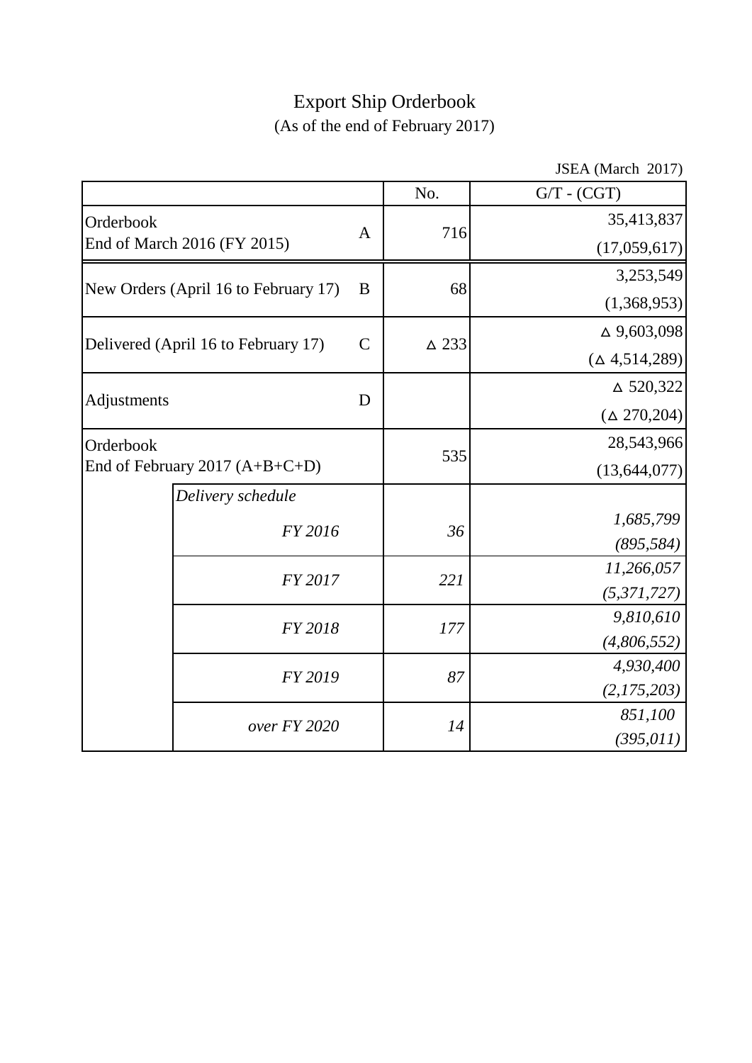# Export Ship Orderbook

(As of the end of February 2017)

JSEA (March 2017)

| | | | No. | G/T - (CGT) |
|---|---|---|---|---|
| Orderbook<br>End of March 2016 (FY 2015) | | A | 716 | 35,413,837<br>(17,059,617) |
| New Orders (April 16 to February 17) | | B | 68 | 3,253,549<br>(1,368,953) |
| Delivered (April 16 to February 17) | | C | ∆ 233 | ∆ 9,603,098<br>(∆ 4,514,289) |
| Adjustments | | D | | ∆ 520,322<br>(∆ 270,204) |
| Orderbook<br>End of February 2017 (A+B+C+D) | | | 535 | 28,543,966<br>(13,644,077) |
| | *Delivery schedule*<br>*FY 2016* | | *36* | *1,685,799*<br>*(895,584)* |
| | *FY 2017* | | *221* | *11,266,057*<br>*(5,371,727)* |
| | *FY 2018* | | *177* | *9,810,610*<br>*(4,806,552)* |
| | *FY 2019* | | *87* | *4,930,400*<br>*(2,175,203)* |
| | *over FY 2020* | | *14* | *851,100*<br>*(395,011)* |